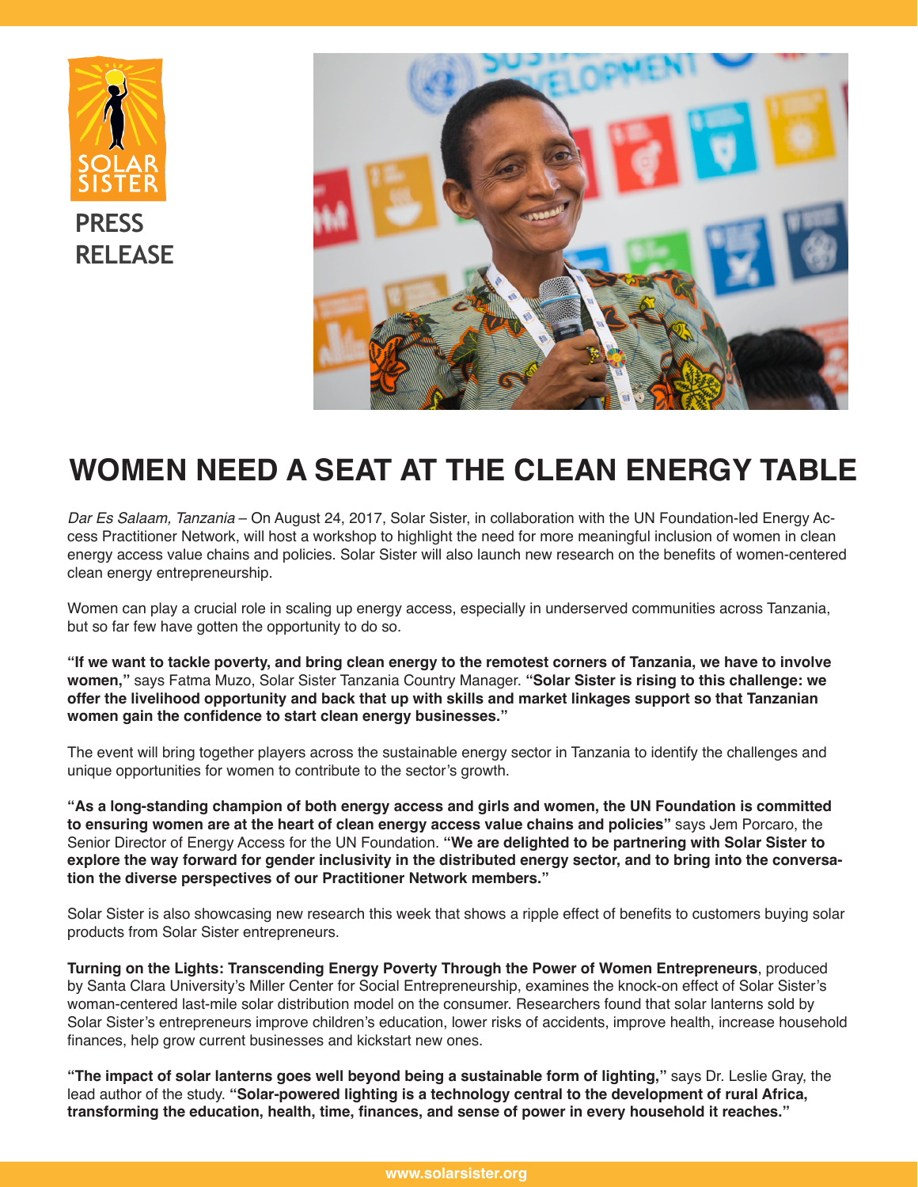SOLAR SISTER

PRESS RELEASE

# WOMEN NEED A SEAT AT THE CLEAN ENERGY TABLE

*Dar Es Salaam, Tanzania* – On August 24, 2017, Solar Sister, in collaboration with the UN Foundation-led Energy Access Practitioner Network, will host a workshop to highlight the need for more meaningful inclusion of women in clean energy access value chains and policies. Solar Sister will also launch new research on the benefits of women-centered clean energy entrepreneurship.

Women can play a crucial role in scaling up energy access, especially in underserved communities across Tanzania, but so far few have gotten the opportunity to do so.

**"If we want to tackle poverty, and bring clean energy to the remotest corners of Tanzania, we have to involve women,"** says Fatma Muzo, Solar Sister Tanzania Country Manager. **"Solar Sister is rising to this challenge: we offer the livelihood opportunity and back that up with skills and market linkages support so that Tanzanian women gain the confidence to start clean energy businesses."**

The event will bring together players across the sustainable energy sector in Tanzania to identify the challenges and unique opportunities for women to contribute to the sector's growth.

**"As a long-standing champion of both energy access and girls and women, the UN Foundation is committed to ensuring women are at the heart of clean energy access value chains and policies"** says Jem Porcaro, the Senior Director of Energy Access for the UN Foundation. **"We are delighted to be partnering with Solar Sister to explore the way forward for gender inclusivity in the distributed energy sector, and to bring into the conversation the diverse perspectives of our Practitioner Network members."**

Solar Sister is also showcasing new research this week that shows a ripple effect of benefits to customers buying solar products from Solar Sister entrepreneurs.

**Turning on the Lights: Transcending Energy Poverty Through the Power of Women Entrepreneurs**, produced by Santa Clara University's Miller Center for Social Entrepreneurship, examines the knock-on effect of Solar Sister's woman-centered last-mile solar distribution model on the consumer. Researchers found that solar lanterns sold by Solar Sister's entrepreneurs improve children's education, lower risks of accidents, improve health, increase household finances, help grow current businesses and kickstart new ones.

**"The impact of solar lanterns goes well beyond being a sustainable form of lighting,"** says Dr. Leslie Gray, the lead author of the study. **"Solar-powered lighting is a technology central to the development of rural Africa, transforming the education, health, time, finances, and sense of power in every household it reaches."**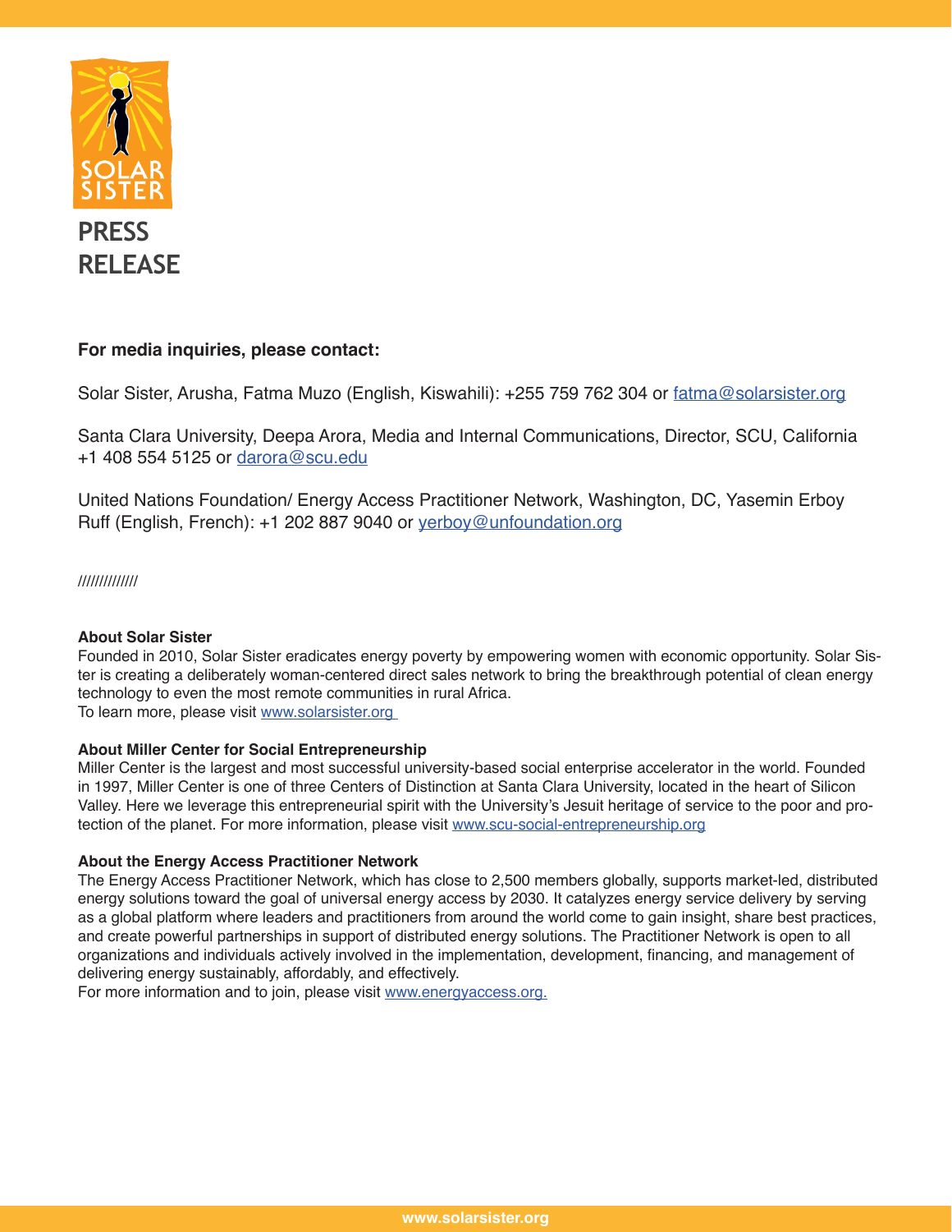SOLAR SISTER

# PRESS RELEASE

**For media inquiries, please contact:**

Solar Sister, Arusha, Fatma Muzo (English, Kiswahili): +255 759 762 304 or fatma@solarsister.org

Santa Clara University, Deepa Arora, Media and Internal Communications, Director, SCU, California +1 408 554 5125 or darora@scu.edu

United Nations Foundation/ Energy Access Practitioner Network, Washington, DC, Yasemin Erboy Ruff (English, French): +1 202 887 9040 or yerboy@unfoundation.org

/////////////

**About Solar Sister**

Founded in 2010, Solar Sister eradicates energy poverty by empowering women with economic opportunity. Solar Sister is creating a deliberately woman-centered direct sales network to bring the breakthrough potential of clean energy technology to even the most remote communities in rural Africa.
To learn more, please visit www.solarsister.org

**About Miller Center for Social Entrepreneurship**

Miller Center is the largest and most successful university-based social enterprise accelerator in the world. Founded in 1997, Miller Center is one of three Centers of Distinction at Santa Clara University, located in the heart of Silicon Valley. Here we leverage this entrepreneurial spirit with the University's Jesuit heritage of service to the poor and protection of the planet. For more information, please visit www.scu-social-entrepreneurship.org

**About the Energy Access Practitioner Network**

The Energy Access Practitioner Network, which has close to 2,500 members globally, supports market-led, distributed energy solutions toward the goal of universal energy access by 2030. It catalyzes energy service delivery by serving as a global platform where leaders and practitioners from around the world come to gain insight, share best practices, and create powerful partnerships in support of distributed energy solutions. The Practitioner Network is open to all organizations and individuals actively involved in the implementation, development, financing, and management of delivering energy sustainably, affordably, and effectively.
For more information and to join, please visit www.energyaccess.org.